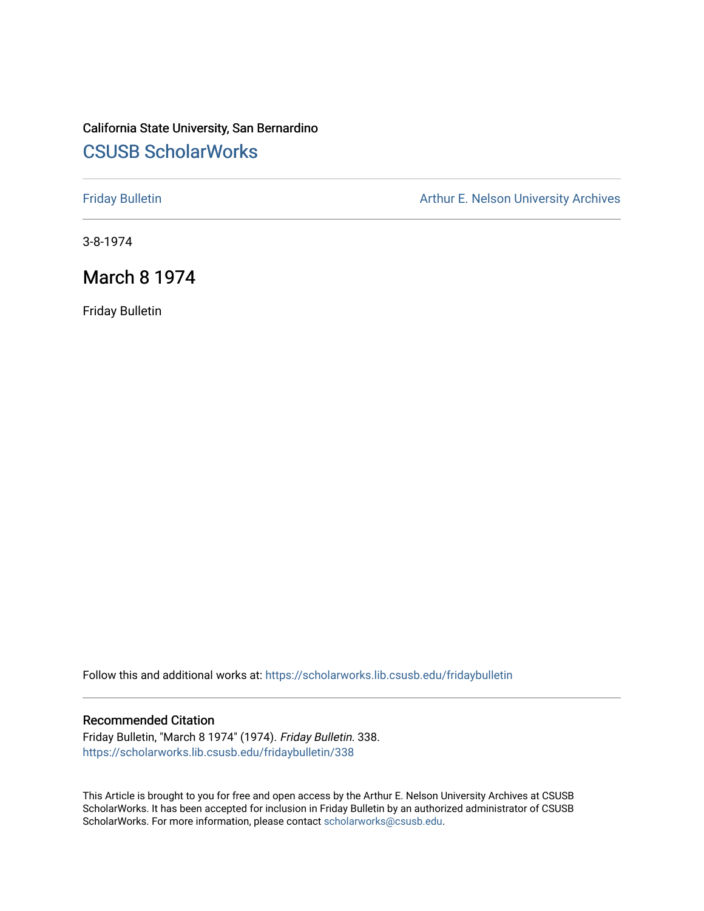California State University, San Bernardino

# CSUSB ScholarWorks

Friday Bulletin

Arthur E. Nelson University Archives

3-8-1974

## March 8 1974

Friday Bulletin

Follow this and additional works at: https://scholarworks.lib.csusb.edu/fridaybulletin

### Recommended Citation

Friday Bulletin, "March 8 1974" (1974). *Friday Bulletin*. 338.
https://scholarworks.lib.csusb.edu/fridaybulletin/338

This Article is brought to you for free and open access by the Arthur E. Nelson University Archives at CSUSB ScholarWorks. It has been accepted for inclusion in Friday Bulletin by an authorized administrator of CSUSB ScholarWorks. For more information, please contact scholarworks@csusb.edu.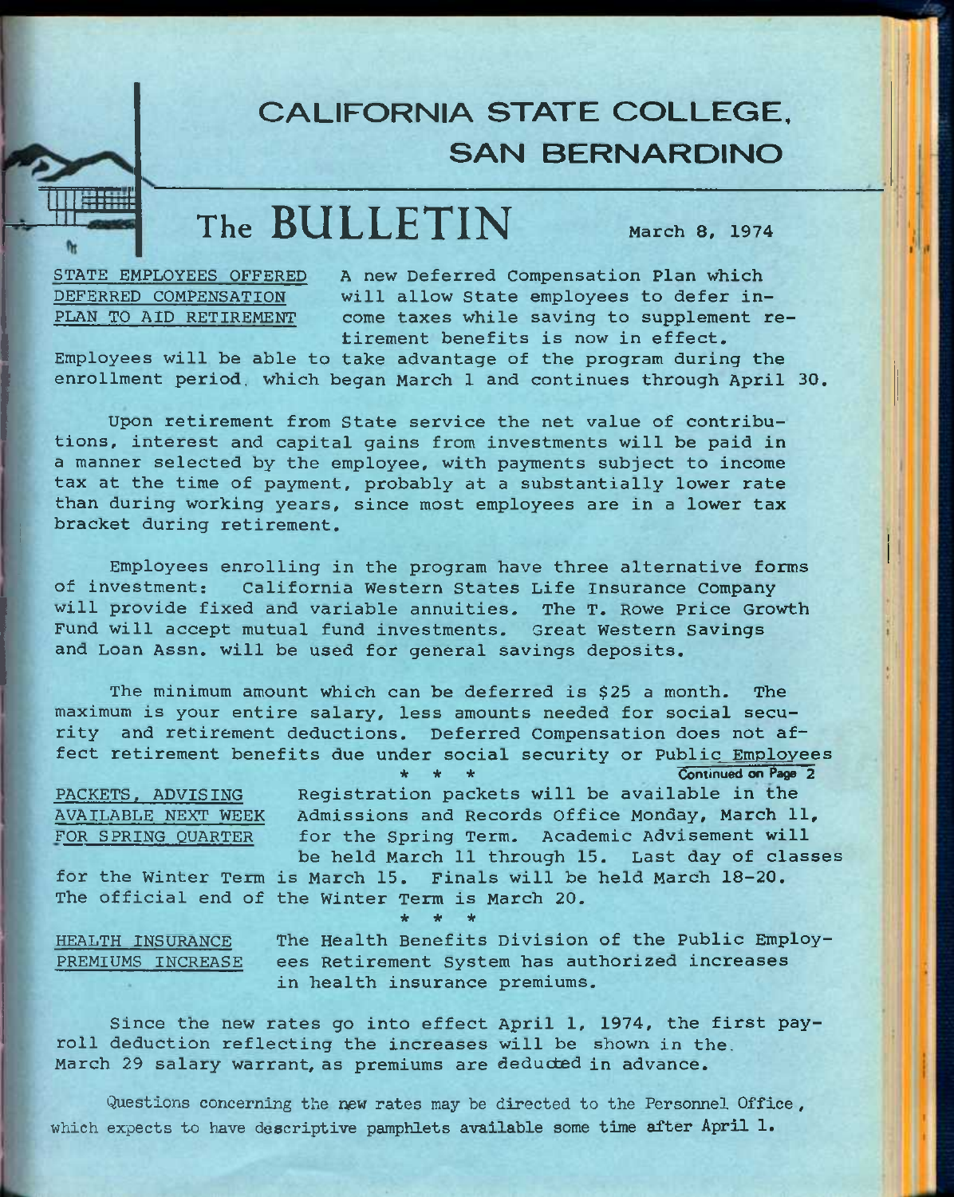# CALIFORNIA STATE COLLEGE, SAN BERNARDINO

## The BULLETIN

March 8, 1974

**STATE EMPLOYEES OFFERED DEFERRED COMPENSATION PLAN TO AID RETIREMENT**

A new Deferred Compensation Plan which will allow State employees to defer income taxes while saving to supplement retirement benefits is now in effect. Employees will be able to take advantage of the program during the enrollment period which began March 1 and continues through April 30.

Upon retirement from State service the net value of contributions, interest and capital gains from investments will be paid in a manner selected by the employee, with payments subject to income tax at the time of payment, probably at a substantially lower rate than during working years, since most employees are in a lower tax bracket during retirement.

Employees enrolling in the program have three alternative forms of investment: California Western States Life Insurance Company will provide fixed and variable annuities. The T. Rowe Price Growth Fund will accept mutual fund investments. Great Western Savings and Loan Assn. will be used for general savings deposits.

The minimum amount which can be deferred is $25 a month. The maximum is your entire salary, less amounts needed for social security and retirement deductions. Deferred Compensation does not affect retirement benefits due under social security or Public Employees

Continued on Page 2

\* \* \*

**PACKETS, ADVISING AVAILABLE NEXT WEEK FOR SPRING QUARTER**

Registration packets will be available in the Admissions and Records Office Monday, March 11, for the Spring Term. Academic Advisement will be held March 11 through 15. Last day of classes for the Winter Term is March 15. Finals will be held March 18-20. The official end of the Winter Term is March 20.

\* \* \*

**HEALTH INSURANCE PREMIUMS INCREASE**

The Health Benefits Division of the Public Employees Retirement System has authorized increases in health insurance premiums.

Since the new rates go into effect April 1, 1974, the first payroll deduction reflecting the increases will be shown in the March 29 salary warrant, as premiums are deducted in advance.

Questions concerning the new rates may be directed to the Personnel Office, which expects to have descriptive pamphlets available some time after April 1.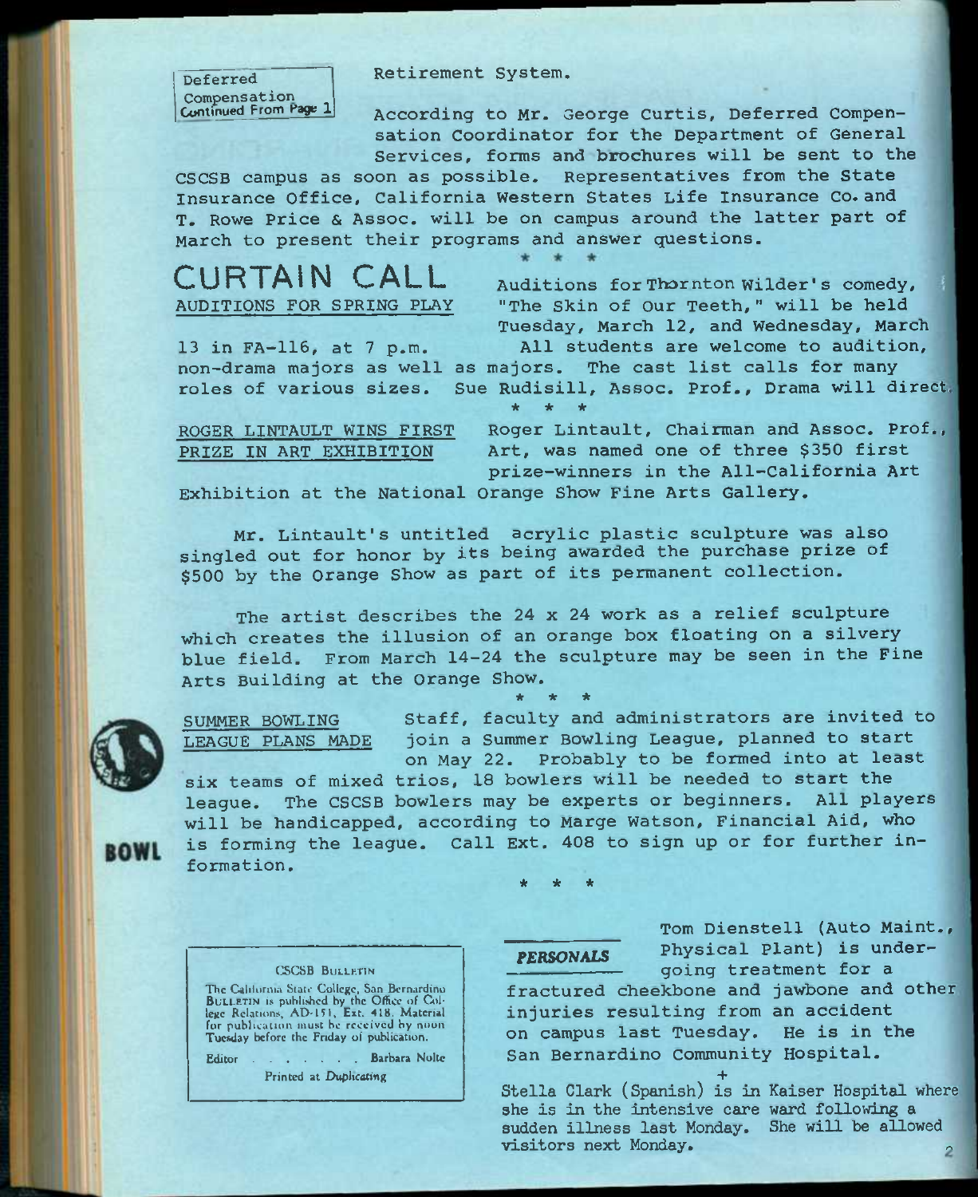Deferred Compensation Continued From Page 1

Retirement System.

According to Mr. George Curtis, Deferred Compensation Coordinator for the Department of General Services, forms and brochures will be sent to the CSCSB campus as soon as possible. Representatives from the State Insurance Office, California Western States Life Insurance Co. and T. Rowe Price & Assoc. will be on campus around the latter part of March to present their programs and answer questions.

\* \* \*

# CURTAIN CALL

AUDITIONS FOR SPRING PLAY

Auditions for Thornton Wilder's comedy, "The Skin of Our Teeth," will be held Tuesday, March 12, and Wednesday, March 13 in FA-116, at 7 p.m. All students are welcome to audition, non-drama majors as well as majors. The cast list calls for many roles of various sizes. Sue Rudisill, Assoc. Prof., Drama will direct.

\* \* \*

ROGER LINTAULT WINS FIRST PRIZE IN ART EXHIBITION

Roger Lintault, Chairman and Assoc. Prof., Art, was named one of three $350 first prize-winners in the All-California Art Exhibition at the National Orange Show Fine Arts Gallery.

Mr. Lintault's untitled acrylic plastic sculpture was also singled out for honor by its being awarded the purchase prize of $500 by the Orange Show as part of its permanent collection.

The artist describes the 24 x 24 work as a relief sculpture which creates the illusion of an orange box floating on a silvery blue field. From March 14-24 the sculpture may be seen in the Fine Arts Building at the Orange Show.

\* \* \*

SUMMER BOWLING LEAGUE PLANS MADE

Staff, faculty and administrators are invited to join a Summer Bowling League, planned to start on May 22. Probably to be formed into at least six teams of mixed trios, 18 bowlers will be needed to start the league. The CSCSB bowlers may be experts or beginners. All players will be handicapped, according to Marge Watson, Financial Aid, who is forming the league. Call Ext. 408 to sign up or for further information.

\* \* \*

**CSCSB BULLETIN**

The California State College, San Bernardino BULLETIN is published by the Office of College Relations, AD-151, Ext. 418. Material for publication must be received by noon Tuesday before the Friday of publication.

Editor . . . . . . . Barbara Nolte

Printed at *Duplicating*

***PERSONALS***

Tom Dienstell (Auto Maint., Physical Plant) is undergoing treatment for a fractured cheekbone and jawbone and other injuries resulting from an accident on campus last Tuesday. He is in the San Bernardino Community Hospital.

\+

Stella Clark (Spanish) is in Kaiser Hospital where she is in the intensive care ward following a sudden illness last Monday. She will be allowed visitors next Monday.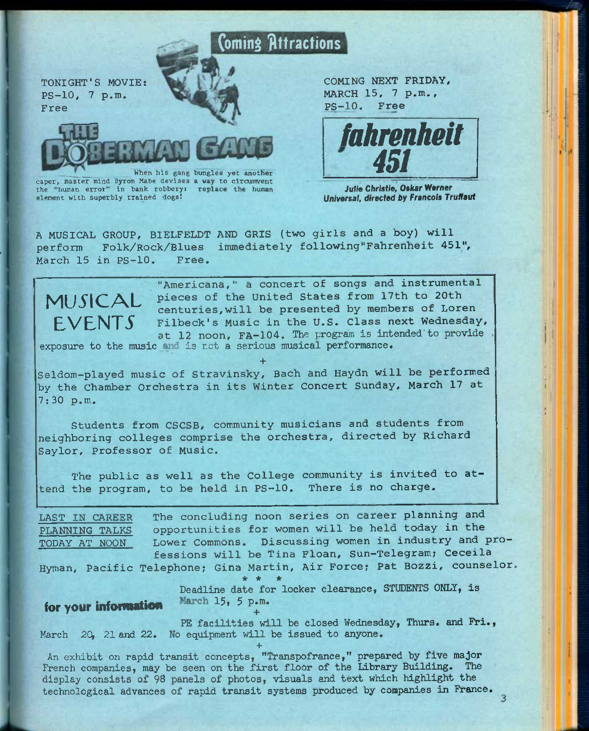## Coming Attractions

TONIGHT'S MOVIE:
PS-10, 7 p.m.
Free

**THE DOBERMAN GANG**

When his gang bungles yet another caper, master mind Byron Mabe devises a way to circumvent the "human error" in bank robbery: replace the human element with superbly trained dogs!

COMING NEXT FRIDAY,
MARCH 15, 7 p.m.,
PS-10. Free

***fahrenheit 451***

*Julie Christie, Oskar Werner*
*Universal, directed by Francois Truffaut*

A MUSICAL GROUP, BIELFELDT AND GRIS (two girls and a boy) will perform Folk/Rock/Blues immediately following"Fahrenheit 451", March 15 in PS-10. Free.

## MUSICAL EVENTS

"Americana," a concert of songs and instrumental pieces of the United States from 17th to 20th centuries,will be presented by members of Loren Filbeck's Music in the U.S. Class next Wednesday, at 12 noon, FA-104. The program is intended to provide exposure to the music and is not a serious musical performance.

+

Seldom-played music of Stravinsky, Bach and Haydn will be performed by the Chamber Orchestra in its Winter Concert Sunday, March 17 at 7:30 p.m.

Students from CSCSB, community musicians and students from neighboring colleges comprise the orchestra, directed by Richard Saylor, Professor of Music.

The public as well as the College community is invited to attend the program, to be held in PS-10. There is no charge.

**LAST IN CAREER PLANNING TALKS TODAY AT NOON** The concluding noon series on career planning and opportunities for women will be held today in the Lower Commons. Discussing women in industry and professions will be Tina Floan, Sun-Telegram; Ceceila Hyman, Pacific Telephone; Gina Martin, Air Force; Pat Bozzi, counselor.

\* \* \*

### for your information

Deadline date for locker clearance, STUDENTS ONLY, is March 15, 5 p.m.

+

PE facilities will be closed Wednesday, Thurs. and Fri., March 20, 21 and 22. No equipment will be issued to anyone.

+

An exhibit on rapid transit concepts, "Transpofrance," prepared by five major French companies, may be seen on the first floor of the Library Building. The display consists of 98 panels of photos, visuals and text which highlight the technological advances of rapid transit systems produced by companies in France.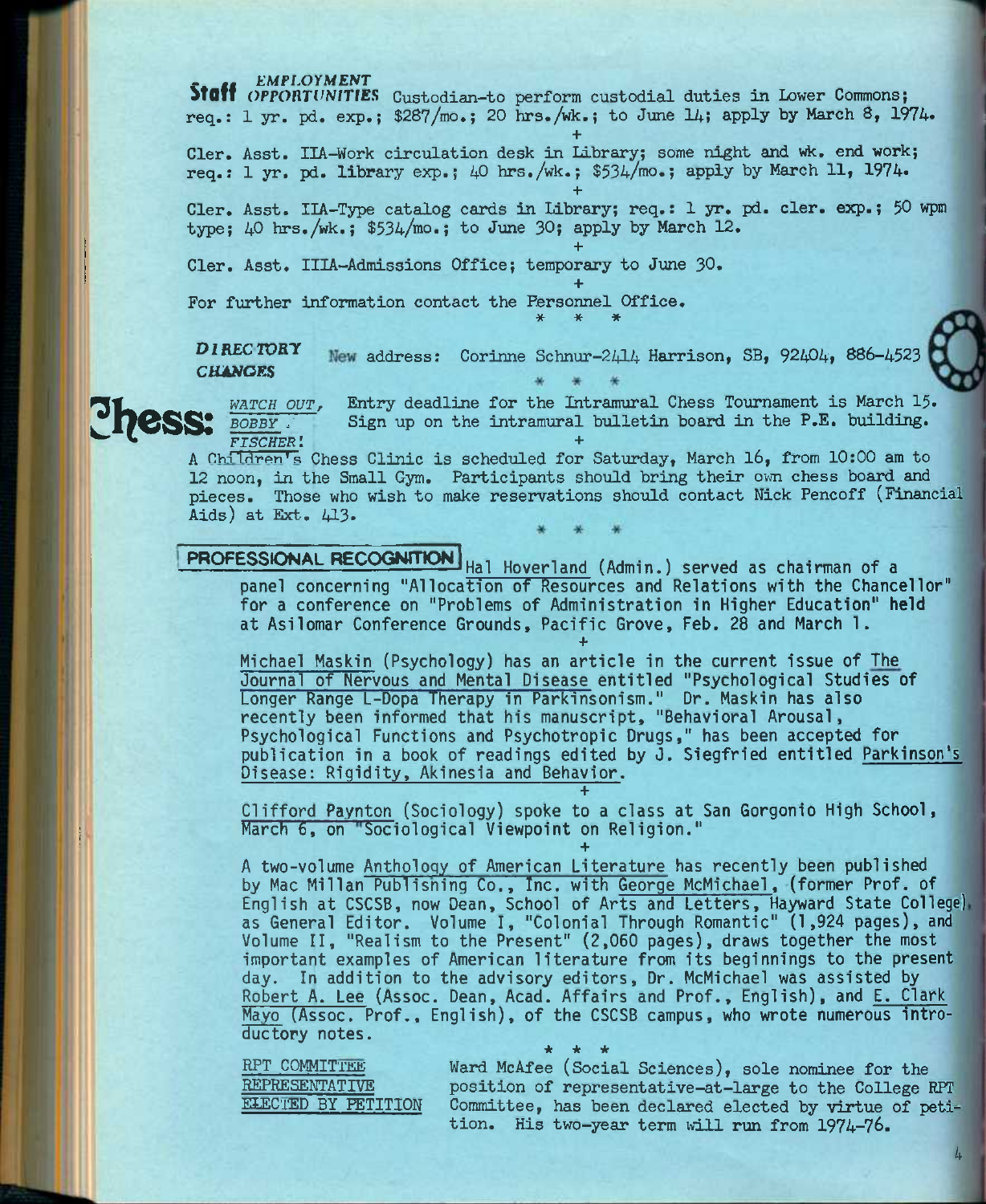## Staff EMPLOYMENT OPPORTUNITIES

Custodian-to perform custodial duties in Lower Commons; req.: 1 yr. pd. exp.; $287/mo.; 20 hrs./wk.; to June 14; apply by March 8, 1974.

+

Cler. Asst. IIA-Work circulation desk in Library; some night and wk. end work; req.: 1 yr. pd. library exp.; 40 hrs./wk.; $534/mo.; apply by March 11, 1974.

+

Cler. Asst. IIA-Type catalog cards in Library; req.: 1 yr. pd. cler. exp.; 50 wpm type; 40 hrs./wk.; $534/mo.; to June 30; apply by March 12.

+

Cler. Asst. IIIA-Admissions Office; temporary to June 30.

+

For further information contact the Personnel Office.

\* \* \*

## DIRECTORY CHANGES

New address: Corinne Schnur-2414 Harrison, SB, 92404, 886-4523

\* \* \*

## Chess: *WATCH OUT, BOBBY FISCHER!*

Entry deadline for the Intramural Chess Tournament is March 15. Sign up on the intramural bulletin board in the P.E. building.

+

A Children's Chess Clinic is scheduled for Saturday, March 16, from 10:00 am to 12 noon, in the Small Gym. Participants should bring their own chess board and pieces. Those who wish to make reservations should contact Nick Pencoff (Financial Aids) at Ext. 413.

\* \* \*

## PROFESSIONAL RECOGNITION

Hal Hoverland (Admin.) served as chairman of a panel concerning "Allocation of Resources and Relations with the Chancellor" for a conference on "Problems of Administration in Higher Education" held at Asilomar Conference Grounds, Pacific Grove, Feb. 28 and March 1.

+

Michael Maskin (Psychology) has an article in the current issue of The Journal of Nervous and Mental Disease entitled "Psychological Studies of Longer Range L-Dopa Therapy in Parkinsonism." Dr. Maskin has also recently been informed that his manuscript, "Behavioral Arousal, Psychological Functions and Psychotropic Drugs," has been accepted for publication in a book of readings edited by J. Siegfried entitled Parkinson's Disease: Rigidity, Akinesia and Behavior.

+

Clifford Paynton (Sociology) spoke to a class at San Gorgonio High School, March 6, on "Sociological Viewpoint on Religion."

+

A two-volume Anthology of American Literature has recently been published by Mac Millan Publishing Co., Inc. with George McMichael, (former Prof. of English at CSCSB, now Dean, School of Arts and Letters, Hayward State College), as General Editor. Volume I, "Colonial Through Romantic" (1,924 pages), and Volume II, "Realism to the Present" (2,060 pages), draws together the most important examples of American literature from its beginnings to the present day. In addition to the advisory editors, Dr. McMichael was assisted by Robert A. Lee (Assoc. Dean, Acad. Affairs and Prof., English), and E. Clark Mayo (Assoc. Prof., English), of the CSCSB campus, who wrote numerous introductory notes.

\* \* \*

## RPT COMMITTEE REPRESENTATIVE ELECTED BY PETITION

Ward McAfee (Social Sciences), sole nominee for the position of representative-at-large to the College RPT Committee, has been declared elected by virtue of petition. His two-year term will run from 1974-76.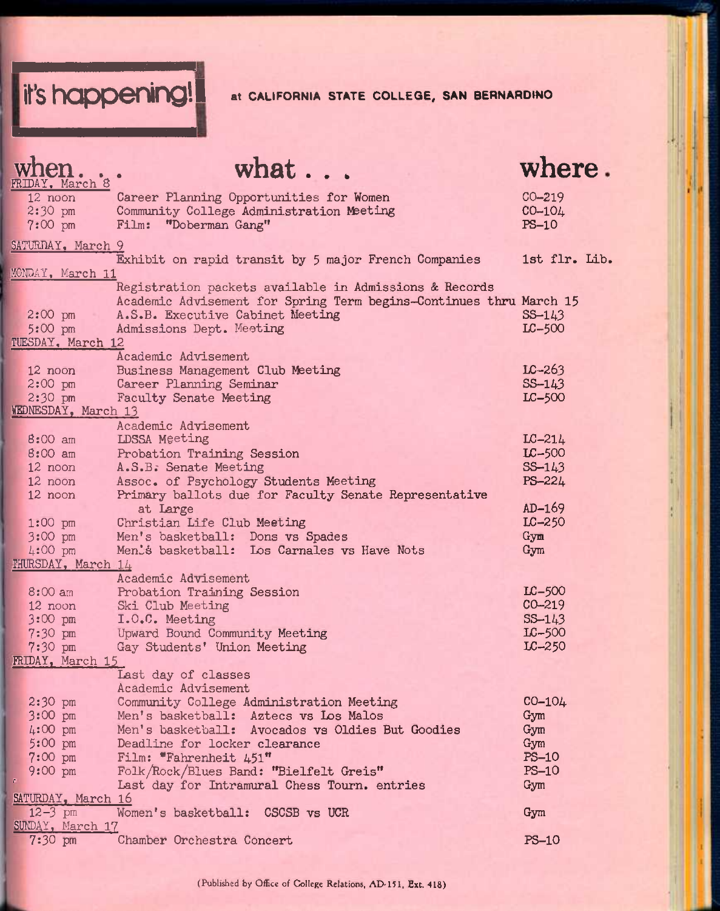# it's happening! at CALIFORNIA STATE COLLEGE, SAN BERNARDINO

| when... | what... | where. |
|---|---|---|
| **FRIDAY, March 8** | | |
| 12 noon | Career Planning Opportunities for Women | CO-219 |
| 2:30 pm | Community College Administration Meeting | CO-104 |
| 7:00 pm | Film: "Doberman Gang" | PS-10 |
| **SATURDAY, March 9** | | |
| | Exhibit on rapid transit by 5 major French Companies | 1st flr. Lib. |
| **MONDAY, March 11** | | |
| | Registration packets available in Admissions & Records | |
| | Academic Advisement for Spring Term begins-Continues thru March 15 | |
| 2:00 pm | A.S.B. Executive Cabinet Meeting | SS-143 |
| 5:00 pm | Admissions Dept. Meeting | LC-500 |
| **TUESDAY, March 12** | | |
| | Academic Advisement | |
| 12 noon | Business Management Club Meeting | LC-263 |
| 2:00 pm | Career Planning Seminar | SS-143 |
| 2:30 pm | Faculty Senate Meeting | LC-500 |
| **WEDNESDAY, March 13** | | |
| | Academic Advisement | |
| 8:00 am | LDSSA Meeting | LC-214 |
| 8:00 am | Probation Training Session | LC-500 |
| 12 noon | A.S.B. Senate Meeting | SS-143 |
| 12 noon | Assoc. of Psychology Students Meeting | PS-224 |
| 12 noon | Primary ballots due for Faculty Senate Representative at Large | AD-169 |
| 1:00 pm | Christian Life Club Meeting | LC-250 |
| 3:00 pm | Men's basketball: Dons vs Spades | Gym |
| 4:00 pm | Men's basketball: Los Carnales vs Have Nots | Gym |
| **THURSDAY, March 14** | | |
| | Academic Advisement | |
| 8:00 am | Probation Training Session | LC-500 |
| 12 noon | Ski Club Meeting | CO-219 |
| 3:00 pm | I.O.C. Meeting | SS-143 |
| 7:30 pm | Upward Bound Community Meeting | LC-500 |
| 7:30 pm | Gay Students' Union Meeting | LC-250 |
| **FRIDAY, March 15** | | |
| | Last day of classes | |
| | Academic Advisement | |
| 2:30 pm | Community College Administration Meeting | CO-104 |
| 3:00 pm | Men's basketball: Aztecs vs Los Malos | Gym |
| 4:00 pm | Men's basketball: Avocados vs Oldies But Goodies | Gym |
| 5:00 pm | Deadline for locker clearance | Gym |
| 7:00 pm | Film: "Fahrenheit 451" | PS-10 |
| 9:00 pm | Folk/Rock/Blues Band: "Bielfelt Greis" | PS-10 |
| | Last day for Intramural Chess Tourn. entries | Gym |
| **SATURDAY, March 16** | | |
| 12-3 pm | Women's basketball: CSCSB vs UCR | Gym |
| **SUNDAY, March 17** | | |
| 7:30 pm | Chamber Orchestra Concert | PS-10 |

(Published by Office of College Relations, AD-151, Ext. 418)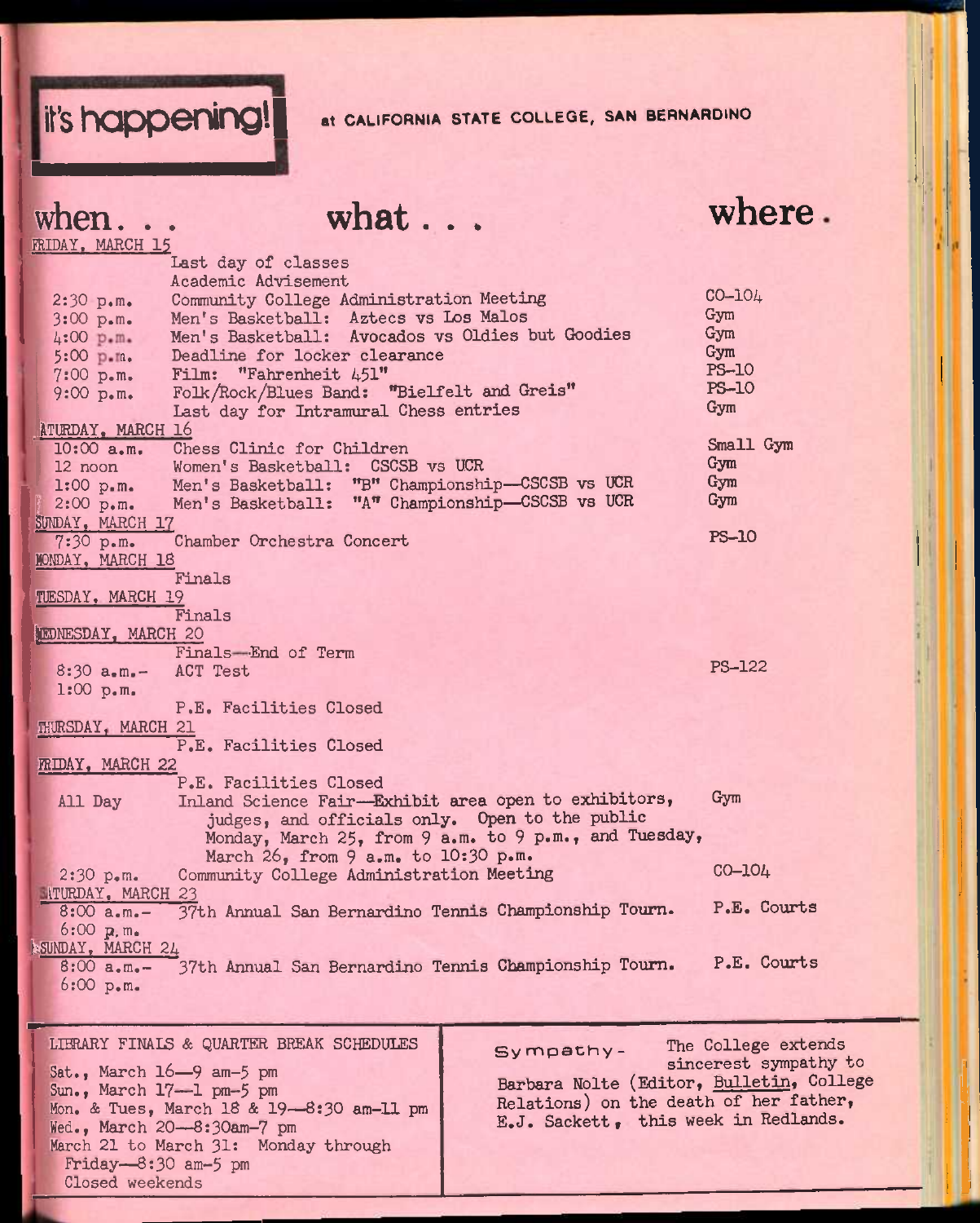# it's happening! at CALIFORNIA STATE COLLEGE, SAN BERNARDINO

| when... | what... | where. |
|---|---|---|
| **FRIDAY, MARCH 15** | | |
| | Last day of classes | |
| | Academic Advisement | |
| 2:30 p.m. | Community College Administration Meeting | CO-104 |
| 3:00 p.m. | Men's Basketball: Aztecs vs Los Malos | Gym |
| 4:00 p.m. | Men's Basketball: Avocados vs Oldies but Goodies | Gym |
| 5:00 p.m. | Deadline for locker clearance | Gym |
| 7:00 p.m. | Film: "Fahrenheit 451" | PS-10 |
| 9:00 p.m. | Folk/Rock/Blues Band: "Bielfelt and Greis" | PS-10 |
| | Last day for Intramural Chess entries | Gym |
| **SATURDAY, MARCH 16** | | |
| 10:00 a.m. | Chess Clinic for Children | Small Gym |
| 12 noon | Women's Basketball: CSCSB vs UCR | Gym |
| 1:00 p.m. | Men's Basketball: "B" Championship—CSCSB vs UCR | Gym |
| 2:00 p.m. | Men's Basketball: "A" Championship—CSCSB vs UCR | Gym |
| **SUNDAY, MARCH 17** | | |
| 7:30 p.m. | Chamber Orchestra Concert | PS-10 |
| **MONDAY, MARCH 18** | | |
| | Finals | |
| **TUESDAY, MARCH 19** | | |
| | Finals | |
| **WEDNESDAY, MARCH 20** | | |
| | Finals—End of Term | |
| 8:30 a.m.- 1:00 p.m. | ACT Test | PS-122 |
| | P.E. Facilities Closed | |
| **THURSDAY, MARCH 21** | | |
| | P.E. Facilities Closed | |
| **FRIDAY, MARCH 22** | | |
| | P.E. Facilities Closed | |
| All Day | Inland Science Fair—Exhibit area open to exhibitors, judges, and officials only. Open to the public Monday, March 25, from 9 a.m. to 9 p.m., and Tuesday, March 26, from 9 a.m. to 10:30 p.m. | Gym |
| 2:30 p.m. | Community College Administration Meeting | CO-104 |
| **SATURDAY, MARCH 23** | | |
| 8:00 a.m.- 6:00 p.m. | 37th Annual San Bernardino Tennis Championship Tourn. | P.E. Courts |
| **SUNDAY, MARCH 24** | | |
| 8:00 a.m.- 6:00 p.m. | 37th Annual San Bernardino Tennis Championship Tourn. | P.E. Courts |

LIBRARY FINALS & QUARTER BREAK SCHEDULES

Sat., March 16—9 am-5 pm
Sun., March 17—1 pm-5 pm
Mon. & Tues, March 18 & 19—8:30 am-11 pm
Wed., March 20—8:30am-7 pm
March 21 to March 31: Monday through Friday—8:30 am-5 pm
Closed weekends

**Sympathy-** The College extends sincerest sympathy to Barbara Nolte (Editor, Bulletin, College Relations) on the death of her father, E.J. Sackett, this week in Redlands.